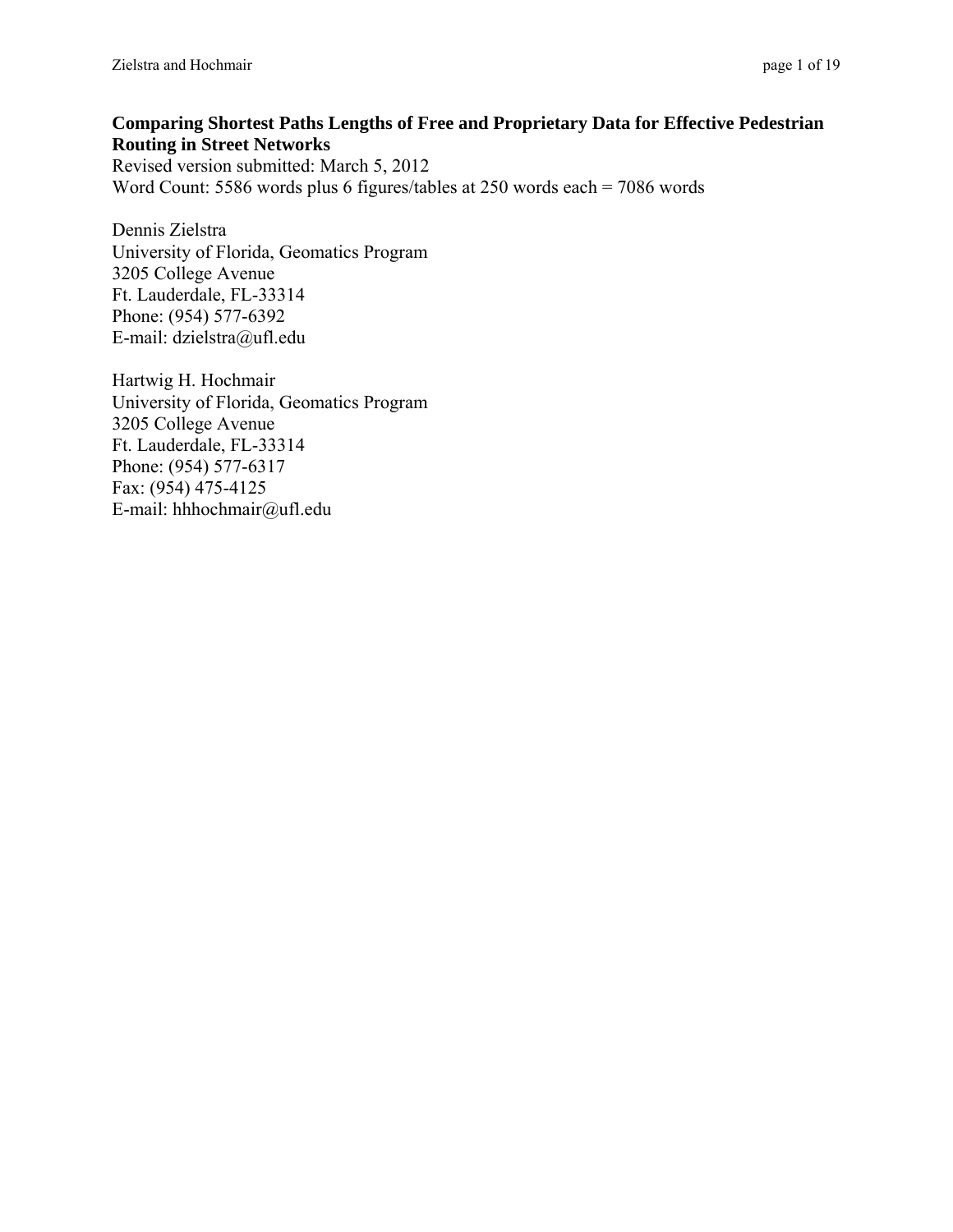**Comparing Shortest Paths Lengths of Free and Proprietary Data for Effective Pedestrian Routing in Street Networks**

Revised version submitted: March 5, 2012

Word Count: 5586 words plus 6 figures/tables at 250 words each = 7086 words

Dennis Zielstra
University of Florida, Geomatics Program
3205 College Avenue
Ft. Lauderdale, FL-33314
Phone: (954) 577-6392
E-mail: dzielstra@ufl.edu

Hartwig H. Hochmair
University of Florida, Geomatics Program
3205 College Avenue
Ft. Lauderdale, FL-33314
Phone: (954) 577-6317
Fax: (954) 475-4125
E-mail: hhhochmair@ufl.edu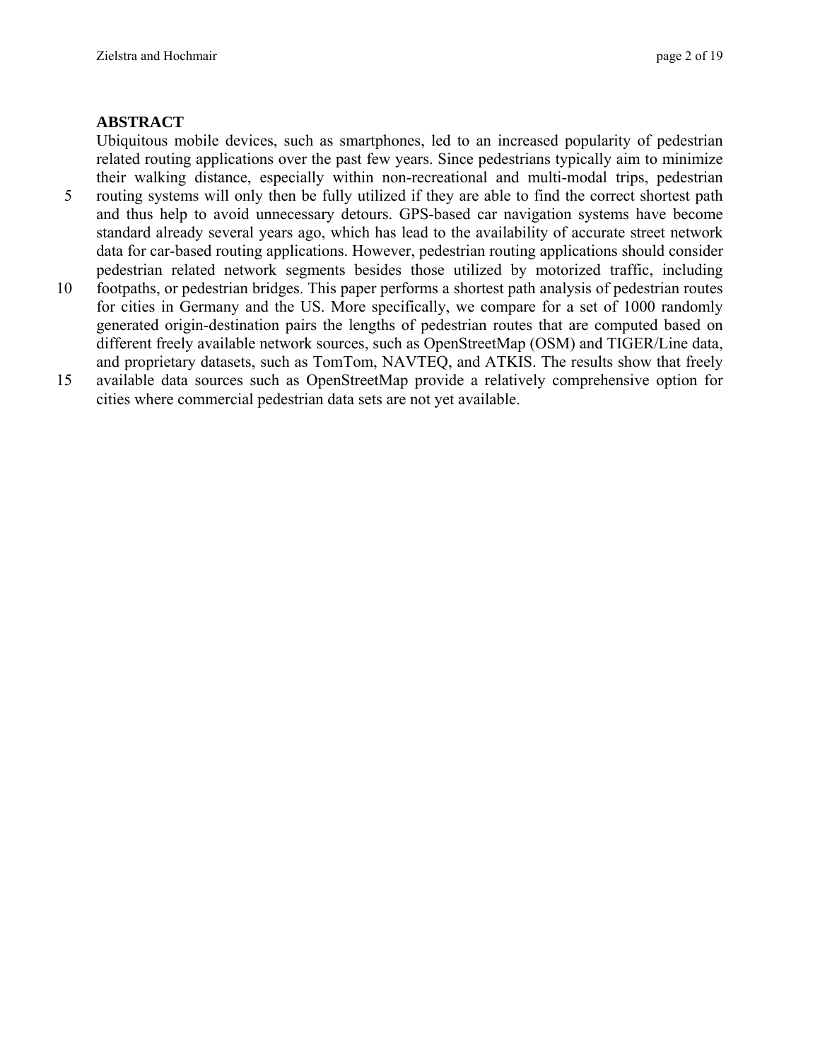## ABSTRACT

Ubiquitous mobile devices, such as smartphones, led to an increased popularity of pedestrian related routing applications over the past few years. Since pedestrians typically aim to minimize their walking distance, especially within non-recreational and multi-modal trips, pedestrian routing systems will only then be fully utilized if they are able to find the correct shortest path and thus help to avoid unnecessary detours. GPS-based car navigation systems have become standard already several years ago, which has lead to the availability of accurate street network data for car-based routing applications. However, pedestrian routing applications should consider pedestrian related network segments besides those utilized by motorized traffic, including footpaths, or pedestrian bridges. This paper performs a shortest path analysis of pedestrian routes for cities in Germany and the US. More specifically, we compare for a set of 1000 randomly generated origin-destination pairs the lengths of pedestrian routes that are computed based on different freely available network sources, such as OpenStreetMap (OSM) and TIGER/Line data, and proprietary datasets, such as TomTom, NAVTEQ, and ATKIS. The results show that freely available data sources such as OpenStreetMap provide a relatively comprehensive option for cities where commercial pedestrian data sets are not yet available.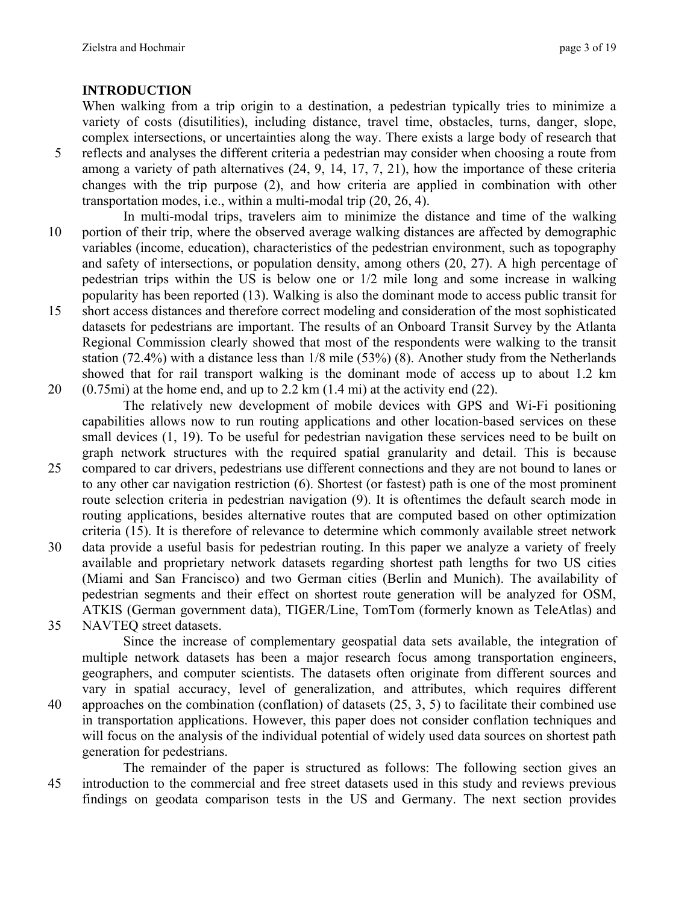## INTRODUCTION

When walking from a trip origin to a destination, a pedestrian typically tries to minimize a variety of costs (disutilities), including distance, travel time, obstacles, turns, danger, slope, complex intersections, or uncertainties along the way. There exists a large body of research that reflects and analyses the different criteria a pedestrian may consider when choosing a route from among a variety of path alternatives (24, 9, 14, 17, 7, 21), how the importance of these criteria changes with the trip purpose (2), and how criteria are applied in combination with other transportation modes, i.e., within a multi-modal trip (20, 26, 4).

In multi-modal trips, travelers aim to minimize the distance and time of the walking portion of their trip, where the observed average walking distances are affected by demographic variables (income, education), characteristics of the pedestrian environment, such as topography and safety of intersections, or population density, among others (20, 27). A high percentage of pedestrian trips within the US is below one or 1/2 mile long and some increase in walking popularity has been reported (13). Walking is also the dominant mode to access public transit for short access distances and therefore correct modeling and consideration of the most sophisticated datasets for pedestrians are important. The results of an Onboard Transit Survey by the Atlanta Regional Commission clearly showed that most of the respondents were walking to the transit station (72.4%) with a distance less than 1/8 mile (53%) (8). Another study from the Netherlands showed that for rail transport walking is the dominant mode of access up to about 1.2 km (0.75mi) at the home end, and up to 2.2 km (1.4 mi) at the activity end (22).

The relatively new development of mobile devices with GPS and Wi-Fi positioning capabilities allows now to run routing applications and other location-based services on these small devices (1, 19). To be useful for pedestrian navigation these services need to be built on graph network structures with the required spatial granularity and detail. This is because compared to car drivers, pedestrians use different connections and they are not bound to lanes or to any other car navigation restriction (6). Shortest (or fastest) path is one of the most prominent route selection criteria in pedestrian navigation (9). It is oftentimes the default search mode in routing applications, besides alternative routes that are computed based on other optimization criteria (15). It is therefore of relevance to determine which commonly available street network data provide a useful basis for pedestrian routing. In this paper we analyze a variety of freely available and proprietary network datasets regarding shortest path lengths for two US cities (Miami and San Francisco) and two German cities (Berlin and Munich). The availability of pedestrian segments and their effect on shortest route generation will be analyzed for OSM, ATKIS (German government data), TIGER/Line, TomTom (formerly known as TeleAtlas) and NAVTEQ street datasets.

Since the increase of complementary geospatial data sets available, the integration of multiple network datasets has been a major research focus among transportation engineers, geographers, and computer scientists. The datasets often originate from different sources and vary in spatial accuracy, level of generalization, and attributes, which requires different approaches on the combination (conflation) of datasets (25, 3, 5) to facilitate their combined use in transportation applications. However, this paper does not consider conflation techniques and will focus on the analysis of the individual potential of widely used data sources on shortest path generation for pedestrians.

The remainder of the paper is structured as follows: The following section gives an introduction to the commercial and free street datasets used in this study and reviews previous findings on geodata comparison tests in the US and Germany. The next section provides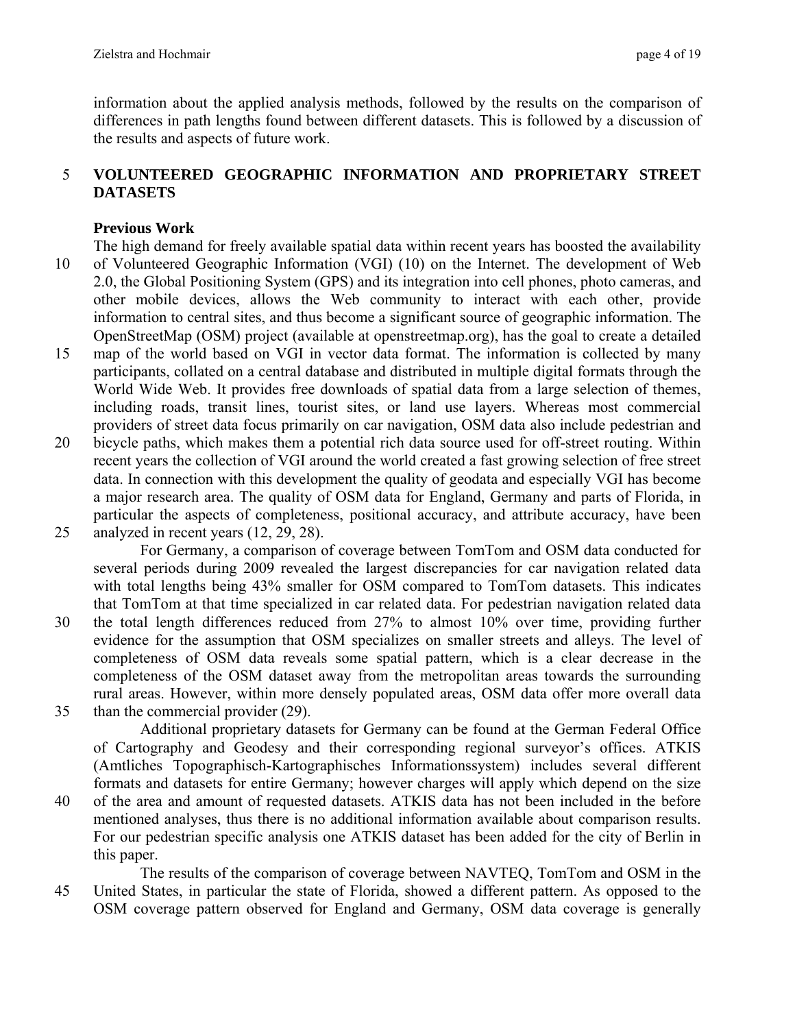information about the applied analysis methods, followed by the results on the comparison of differences in path lengths found between different datasets. This is followed by a discussion of the results and aspects of future work.

## VOLUNTEERED GEOGRAPHIC INFORMATION AND PROPRIETARY STREET DATASETS

### Previous Work

The high demand for freely available spatial data within recent years has boosted the availability of Volunteered Geographic Information (VGI) (10) on the Internet. The development of Web 2.0, the Global Positioning System (GPS) and its integration into cell phones, photo cameras, and other mobile devices, allows the Web community to interact with each other, provide information to central sites, and thus become a significant source of geographic information. The OpenStreetMap (OSM) project (available at openstreetmap.org), has the goal to create a detailed map of the world based on VGI in vector data format. The information is collected by many participants, collated on a central database and distributed in multiple digital formats through the World Wide Web. It provides free downloads of spatial data from a large selection of themes, including roads, transit lines, tourist sites, or land use layers. Whereas most commercial providers of street data focus primarily on car navigation, OSM data also include pedestrian and bicycle paths, which makes them a potential rich data source used for off-street routing. Within recent years the collection of VGI around the world created a fast growing selection of free street data. In connection with this development the quality of geodata and especially VGI has become a major research area. The quality of OSM data for England, Germany and parts of Florida, in particular the aspects of completeness, positional accuracy, and attribute accuracy, have been analyzed in recent years (12, 29, 28).

For Germany, a comparison of coverage between TomTom and OSM data conducted for several periods during 2009 revealed the largest discrepancies for car navigation related data with total lengths being 43% smaller for OSM compared to TomTom datasets. This indicates that TomTom at that time specialized in car related data. For pedestrian navigation related data the total length differences reduced from 27% to almost 10% over time, providing further evidence for the assumption that OSM specializes on smaller streets and alleys. The level of completeness of OSM data reveals some spatial pattern, which is a clear decrease in the completeness of the OSM dataset away from the metropolitan areas towards the surrounding rural areas. However, within more densely populated areas, OSM data offer more overall data than the commercial provider (29).

Additional proprietary datasets for Germany can be found at the German Federal Office of Cartography and Geodesy and their corresponding regional surveyor's offices. ATKIS (Amtliches Topographisch-Kartographisches Informationssystem) includes several different formats and datasets for entire Germany; however charges will apply which depend on the size of the area and amount of requested datasets. ATKIS data has not been included in the before mentioned analyses, thus there is no additional information available about comparison results. For our pedestrian specific analysis one ATKIS dataset has been added for the city of Berlin in this paper.

The results of the comparison of coverage between NAVTEQ, TomTom and OSM in the United States, in particular the state of Florida, showed a different pattern. As opposed to the OSM coverage pattern observed for England and Germany, OSM data coverage is generally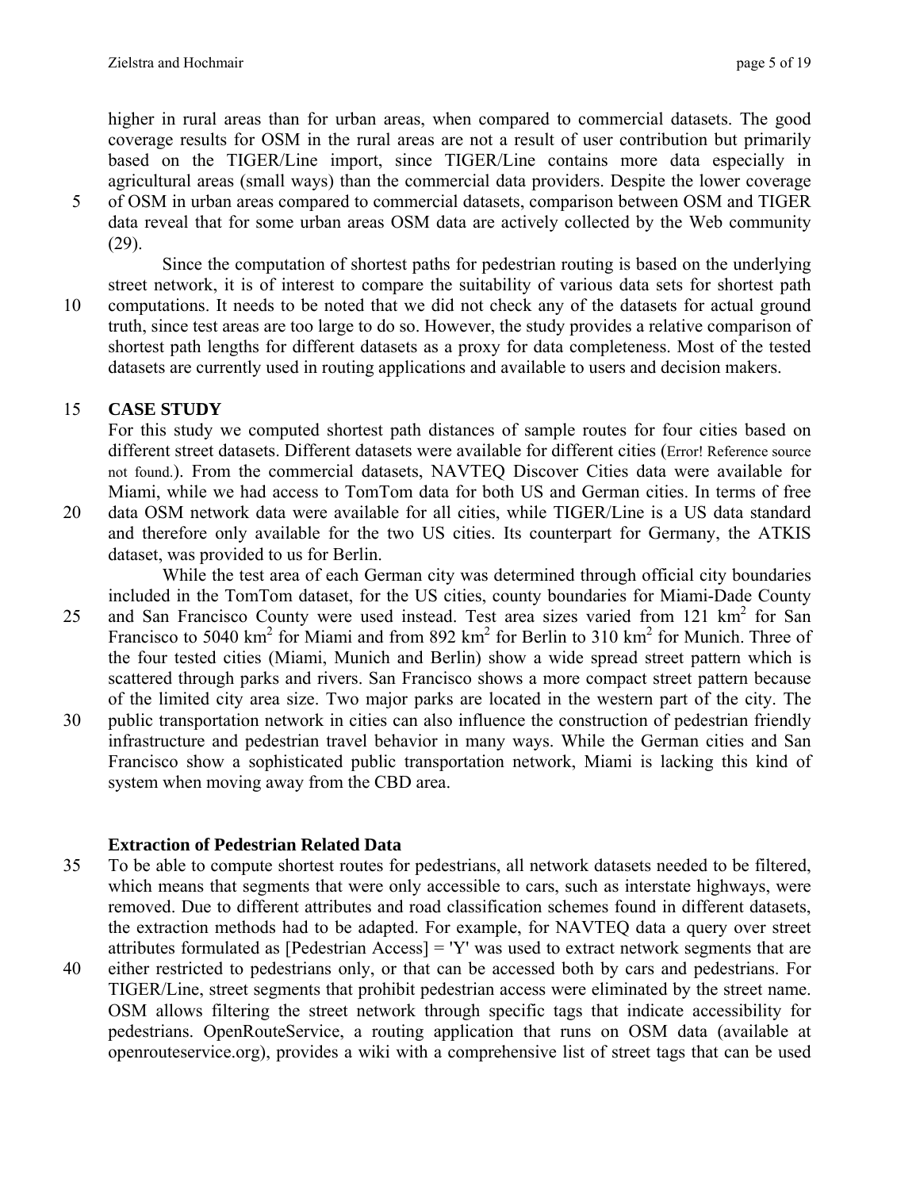higher in rural areas than for urban areas, when compared to commercial datasets. The good coverage results for OSM in the rural areas are not a result of user contribution but primarily based on the TIGER/Line import, since TIGER/Line contains more data especially in agricultural areas (small ways) than the commercial data providers. Despite the lower coverage of OSM in urban areas compared to commercial datasets, comparison between OSM and TIGER data reveal that for some urban areas OSM data are actively collected by the Web community (29).

Since the computation of shortest paths for pedestrian routing is based on the underlying street network, it is of interest to compare the suitability of various data sets for shortest path computations. It needs to be noted that we did not check any of the datasets for actual ground truth, since test areas are too large to do so. However, the study provides a relative comparison of shortest path lengths for different datasets as a proxy for data completeness. Most of the tested datasets are currently used in routing applications and available to users and decision makers.

## CASE STUDY

For this study we computed shortest path distances of sample routes for four cities based on different street datasets. Different datasets were available for different cities (Error! Reference source not found.). From the commercial datasets, NAVTEQ Discover Cities data were available for Miami, while we had access to TomTom data for both US and German cities. In terms of free data OSM network data were available for all cities, while TIGER/Line is a US data standard and therefore only available for the two US cities. Its counterpart for Germany, the ATKIS dataset, was provided to us for Berlin.

While the test area of each German city was determined through official city boundaries included in the TomTom dataset, for the US cities, county boundaries for Miami-Dade County and San Francisco County were used instead. Test area sizes varied from 121 $km^2$ for San Francisco to 5040 $km^2$ for Miami and from 892 $km^2$ for Berlin to 310 $km^2$ for Munich. Three of the four tested cities (Miami, Munich and Berlin) show a wide spread street pattern which is scattered through parks and rivers. San Francisco shows a more compact street pattern because of the limited city area size. Two major parks are located in the western part of the city. The public transportation network in cities can also influence the construction of pedestrian friendly infrastructure and pedestrian travel behavior in many ways. While the German cities and San Francisco show a sophisticated public transportation network, Miami is lacking this kind of system when moving away from the CBD area.

### Extraction of Pedestrian Related Data

To be able to compute shortest routes for pedestrians, all network datasets needed to be filtered, which means that segments that were only accessible to cars, such as interstate highways, were removed. Due to different attributes and road classification schemes found in different datasets, the extraction methods had to be adapted. For example, for NAVTEQ data a query over street attributes formulated as [Pedestrian Access] = 'Y' was used to extract network segments that are either restricted to pedestrians only, or that can be accessed both by cars and pedestrians. For TIGER/Line, street segments that prohibit pedestrian access were eliminated by the street name. OSM allows filtering the street network through specific tags that indicate accessibility for pedestrians. OpenRouteService, a routing application that runs on OSM data (available at openrouteservice.org), provides a wiki with a comprehensive list of street tags that can be used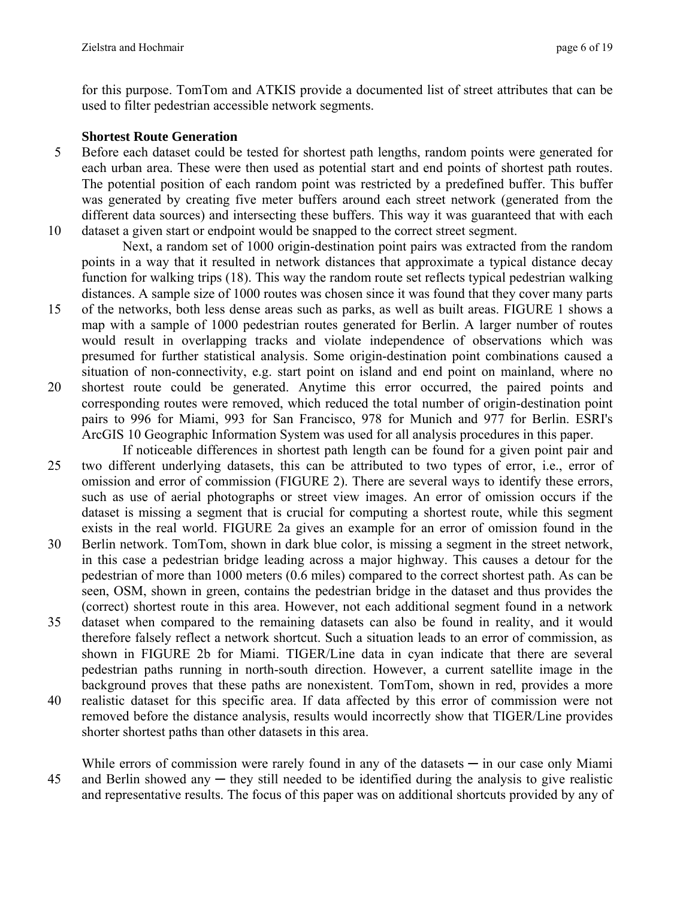for this purpose. TomTom and ATKIS provide a documented list of street attributes that can be used to filter pedestrian accessible network segments.

### Shortest Route Generation

Before each dataset could be tested for shortest path lengths, random points were generated for each urban area. These were then used as potential start and end points of shortest path routes. The potential position of each random point was restricted by a predefined buffer. This buffer was generated by creating five meter buffers around each street network (generated from the different data sources) and intersecting these buffers. This way it was guaranteed that with each dataset a given start or endpoint would be snapped to the correct street segment.

Next, a random set of 1000 origin-destination point pairs was extracted from the random points in a way that it resulted in network distances that approximate a typical distance decay function for walking trips (18). This way the random route set reflects typical pedestrian walking distances. A sample size of 1000 routes was chosen since it was found that they cover many parts of the networks, both less dense areas such as parks, as well as built areas. FIGURE 1 shows a map with a sample of 1000 pedestrian routes generated for Berlin. A larger number of routes would result in overlapping tracks and violate independence of observations which was presumed for further statistical analysis. Some origin-destination point combinations caused a situation of non-connectivity, e.g. start point on island and end point on mainland, where no shortest route could be generated. Anytime this error occurred, the paired points and corresponding routes were removed, which reduced the total number of origin-destination point pairs to 996 for Miami, 993 for San Francisco, 978 for Munich and 977 for Berlin. ESRI's ArcGIS 10 Geographic Information System was used for all analysis procedures in this paper.

If noticeable differences in shortest path length can be found for a given point pair and two different underlying datasets, this can be attributed to two types of error, i.e., error of omission and error of commission (FIGURE 2). There are several ways to identify these errors, such as use of aerial photographs or street view images. An error of omission occurs if the dataset is missing a segment that is crucial for computing a shortest route, while this segment exists in the real world. FIGURE 2a gives an example for an error of omission found in the Berlin network. TomTom, shown in dark blue color, is missing a segment in the street network, in this case a pedestrian bridge leading across a major highway. This causes a detour for the pedestrian of more than 1000 meters (0.6 miles) compared to the correct shortest path. As can be seen, OSM, shown in green, contains the pedestrian bridge in the dataset and thus provides the (correct) shortest route in this area. However, not each additional segment found in a network dataset when compared to the remaining datasets can also be found in reality, and it would therefore falsely reflect a network shortcut. Such a situation leads to an error of commission, as shown in FIGURE 2b for Miami. TIGER/Line data in cyan indicate that there are several pedestrian paths running in north-south direction. However, a current satellite image in the background proves that these paths are nonexistent. TomTom, shown in red, provides a more realistic dataset for this specific area. If data affected by this error of commission were not removed before the distance analysis, results would incorrectly show that TIGER/Line provides shorter shortest paths than other datasets in this area.

While errors of commission were rarely found in any of the datasets ─ in our case only Miami and Berlin showed any ─ they still needed to be identified during the analysis to give realistic and representative results. The focus of this paper was on additional shortcuts provided by any of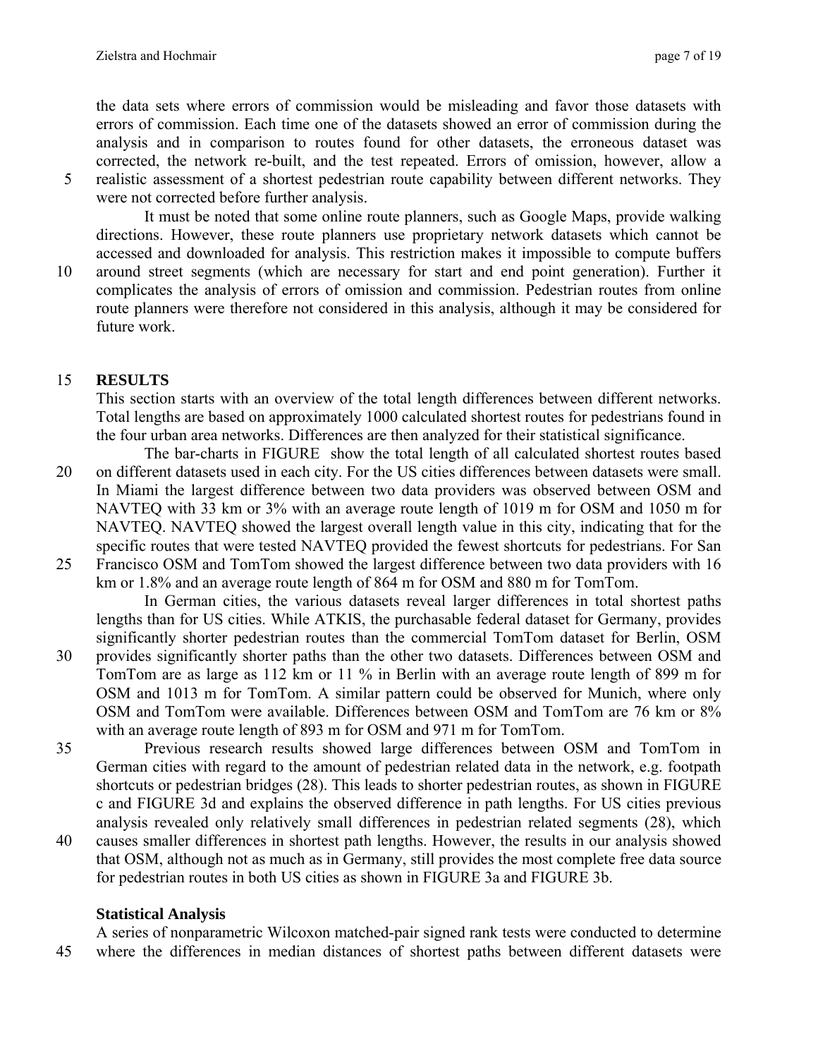the data sets where errors of commission would be misleading and favor those datasets with errors of commission. Each time one of the datasets showed an error of commission during the analysis and in comparison to routes found for other datasets, the erroneous dataset was corrected, the network re-built, and the test repeated. Errors of omission, however, allow a realistic assessment of a shortest pedestrian route capability between different networks. They were not corrected before further analysis.

It must be noted that some online route planners, such as Google Maps, provide walking directions. However, these route planners use proprietary network datasets which cannot be accessed and downloaded for analysis. This restriction makes it impossible to compute buffers around street segments (which are necessary for start and end point generation). Further it complicates the analysis of errors of omission and commission. Pedestrian routes from online route planners were therefore not considered in this analysis, although it may be considered for future work.

## RESULTS

This section starts with an overview of the total length differences between different networks. Total lengths are based on approximately 1000 calculated shortest routes for pedestrians found in the four urban area networks. Differences are then analyzed for their statistical significance.

The bar-charts in FIGURE  show the total length of all calculated shortest routes based on different datasets used in each city. For the US cities differences between datasets were small. In Miami the largest difference between two data providers was observed between OSM and NAVTEQ with 33 km or 3% with an average route length of 1019 m for OSM and 1050 m for NAVTEQ. NAVTEQ showed the largest overall length value in this city, indicating that for the specific routes that were tested NAVTEQ provided the fewest shortcuts for pedestrians. For San Francisco OSM and TomTom showed the largest difference between two data providers with 16 km or 1.8% and an average route length of 864 m for OSM and 880 m for TomTom.

In German cities, the various datasets reveal larger differences in total shortest paths lengths than for US cities. While ATKIS, the purchasable federal dataset for Germany, provides significantly shorter pedestrian routes than the commercial TomTom dataset for Berlin, OSM provides significantly shorter paths than the other two datasets. Differences between OSM and TomTom are as large as 112 km or 11 % in Berlin with an average route length of 899 m for OSM and 1013 m for TomTom. A similar pattern could be observed for Munich, where only OSM and TomTom were available. Differences between OSM and TomTom are 76 km or 8% with an average route length of 893 m for OSM and 971 m for TomTom.

Previous research results showed large differences between OSM and TomTom in German cities with regard to the amount of pedestrian related data in the network, e.g. footpath shortcuts or pedestrian bridges (28). This leads to shorter pedestrian routes, as shown in FIGURE c and FIGURE 3d and explains the observed difference in path lengths. For US cities previous analysis revealed only relatively small differences in pedestrian related segments (28), which causes smaller differences in shortest path lengths. However, the results in our analysis showed that OSM, although not as much as in Germany, still provides the most complete free data source for pedestrian routes in both US cities as shown in FIGURE 3a and FIGURE 3b.

### Statistical Analysis

A series of nonparametric Wilcoxon matched-pair signed rank tests were conducted to determine where the differences in median distances of shortest paths between different datasets were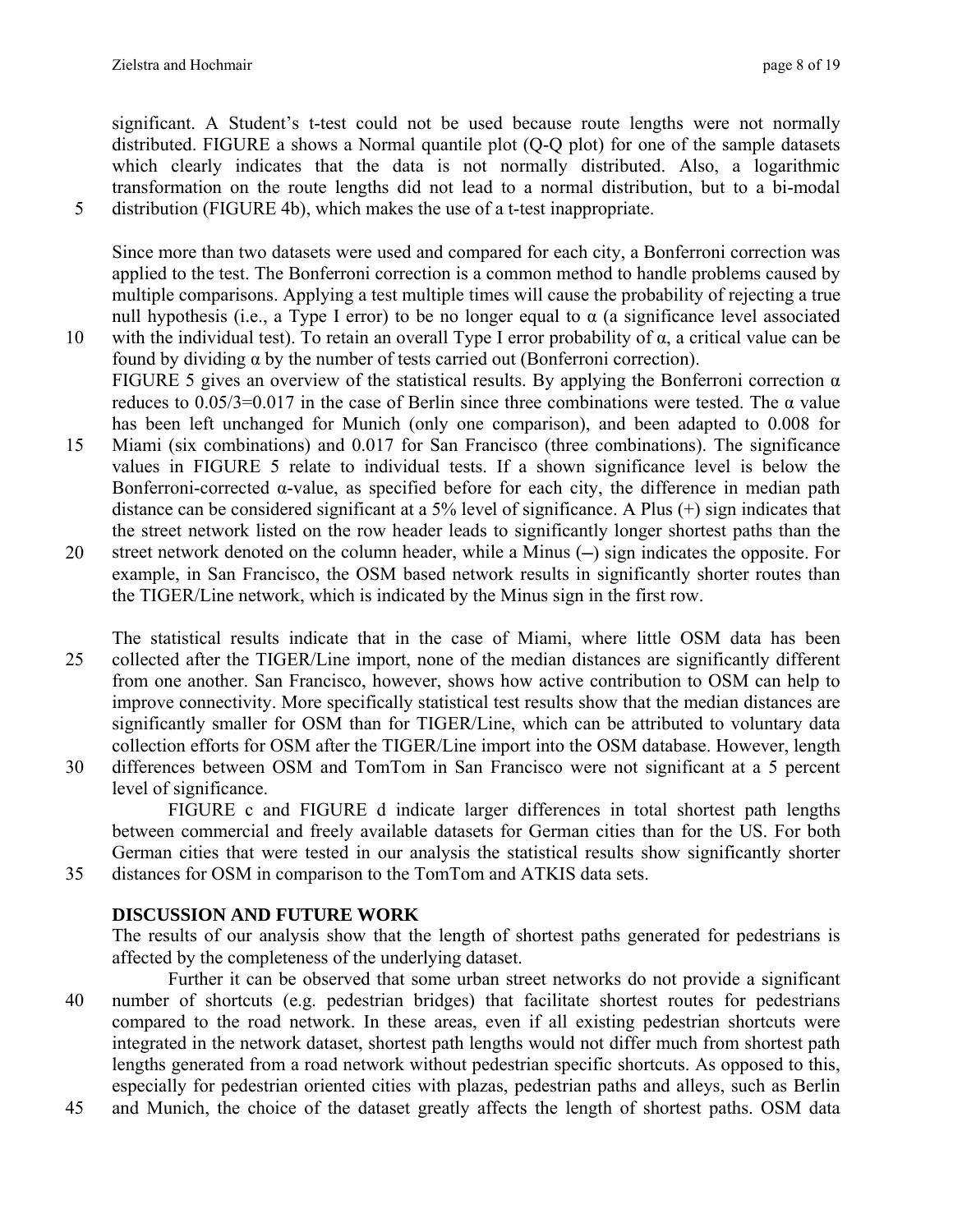significant. A Student's t-test could not be used because route lengths were not normally distributed. FIGURE a shows a Normal quantile plot (Q-Q plot) for one of the sample datasets which clearly indicates that the data is not normally distributed. Also, a logarithmic transformation on the route lengths did not lead to a normal distribution, but to a bi-modal distribution (FIGURE 4b), which makes the use of a t-test inappropriate.

Since more than two datasets were used and compared for each city, a Bonferroni correction was applied to the test. The Bonferroni correction is a common method to handle problems caused by multiple comparisons. Applying a test multiple times will cause the probability of rejecting a true null hypothesis (i.e., a Type I error) to be no longer equal to $\alpha$ (a significance level associated with the individual test). To retain an overall Type I error probability of $\alpha$, a critical value can be found by dividing $\alpha$ by the number of tests carried out (Bonferroni correction).
FIGURE 5 gives an overview of the statistical results. By applying the Bonferroni correction $\alpha$ reduces to $0.05/3=0.017$ in the case of Berlin since three combinations were tested. The $\alpha$ value has been left unchanged for Munich (only one comparison), and been adapted to 0.008 for Miami (six combinations) and 0.017 for San Francisco (three combinations). The significance values in FIGURE 5 relate to individual tests. If a shown significance level is below the Bonferroni-corrected $\alpha$-value, as specified before for each city, the difference in median path distance can be considered significant at a 5% level of significance. A Plus (+) sign indicates that the street network listed on the row header leads to significantly longer shortest paths than the street network denoted on the column header, while a Minus (–) sign indicates the opposite. For example, in San Francisco, the OSM based network results in significantly shorter routes than the TIGER/Line network, which is indicated by the Minus sign in the first row.

The statistical results indicate that in the case of Miami, where little OSM data has been collected after the TIGER/Line import, none of the median distances are significantly different from one another. San Francisco, however, shows how active contribution to OSM can help to improve connectivity. More specifically statistical test results show that the median distances are significantly smaller for OSM than for TIGER/Line, which can be attributed to voluntary data collection efforts for OSM after the TIGER/Line import into the OSM database. However, length differences between OSM and TomTom in San Francisco were not significant at a 5 percent level of significance.

FIGURE c and FIGURE d indicate larger differences in total shortest path lengths between commercial and freely available datasets for German cities than for the US. For both German cities that were tested in our analysis the statistical results show significantly shorter distances for OSM in comparison to the TomTom and ATKIS data sets.

## DISCUSSION AND FUTURE WORK

The results of our analysis show that the length of shortest paths generated for pedestrians is affected by the completeness of the underlying dataset.

Further it can be observed that some urban street networks do not provide a significant number of shortcuts (e.g. pedestrian bridges) that facilitate shortest routes for pedestrians compared to the road network. In these areas, even if all existing pedestrian shortcuts were integrated in the network dataset, shortest path lengths would not differ much from shortest path lengths generated from a road network without pedestrian specific shortcuts. As opposed to this, especially for pedestrian oriented cities with plazas, pedestrian paths and alleys, such as Berlin and Munich, the choice of the dataset greatly affects the length of shortest paths. OSM data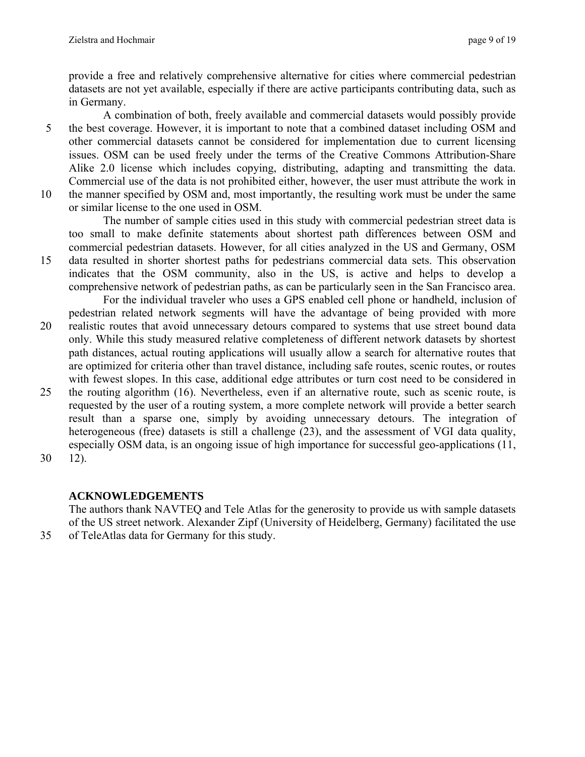provide a free and relatively comprehensive alternative for cities where commercial pedestrian datasets are not yet available, especially if there are active participants contributing data, such as in Germany.

A combination of both, freely available and commercial datasets would possibly provide the best coverage. However, it is important to note that a combined dataset including OSM and other commercial datasets cannot be considered for implementation due to current licensing issues. OSM can be used freely under the terms of the Creative Commons Attribution-Share Alike 2.0 license which includes copying, distributing, adapting and transmitting the data. Commercial use of the data is not prohibited either, however, the user must attribute the work in the manner specified by OSM and, most importantly, the resulting work must be under the same or similar license to the one used in OSM.

The number of sample cities used in this study with commercial pedestrian street data is too small to make definite statements about shortest path differences between OSM and commercial pedestrian datasets. However, for all cities analyzed in the US and Germany, OSM data resulted in shorter shortest paths for pedestrians commercial data sets. This observation indicates that the OSM community, also in the US, is active and helps to develop a comprehensive network of pedestrian paths, as can be particularly seen in the San Francisco area.

For the individual traveler who uses a GPS enabled cell phone or handheld, inclusion of pedestrian related network segments will have the advantage of being provided with more realistic routes that avoid unnecessary detours compared to systems that use street bound data only. While this study measured relative completeness of different network datasets by shortest path distances, actual routing applications will usually allow a search for alternative routes that are optimized for criteria other than travel distance, including safe routes, scenic routes, or routes with fewest slopes. In this case, additional edge attributes or turn cost need to be considered in the routing algorithm (16). Nevertheless, even if an alternative route, such as scenic route, is requested by the user of a routing system, a more complete network will provide a better search result than a sparse one, simply by avoiding unnecessary detours. The integration of heterogeneous (free) datasets is still a challenge (23), and the assessment of VGI data quality, especially OSM data, is an ongoing issue of high importance for successful geo-applications (11, 12).

## ACKNOWLEDGEMENTS

The authors thank NAVTEQ and Tele Atlas for the generosity to provide us with sample datasets of the US street network. Alexander Zipf (University of Heidelberg, Germany) facilitated the use of TeleAtlas data for Germany for this study.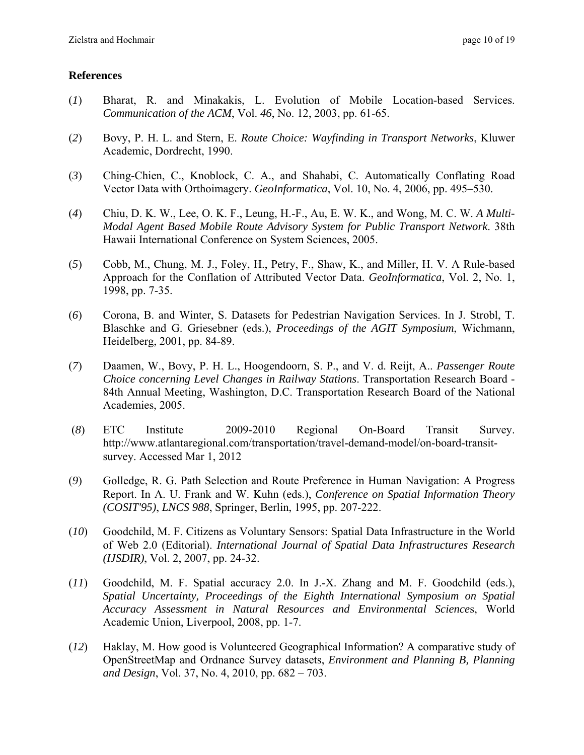## References

(*1*) Bharat, R. and Minakakis, L. Evolution of Mobile Location-based Services. *Communication of the ACM*, Vol. *46*, No. 12, 2003, pp. 61-65.

(*2*) Bovy, P. H. L. and Stern, E. *Route Choice: Wayfinding in Transport Networks*, Kluwer Academic, Dordrecht, 1990.

(*3*) Ching-Chien, C., Knoblock, C. A., and Shahabi, C. Automatically Conflating Road Vector Data with Orthoimagery. *GeoInformatica*, Vol. 10, No. 4, 2006, pp. 495–530.

(*4*) Chiu, D. K. W., Lee, O. K. F., Leung, H.-F., Au, E. W. K., and Wong, M. C. W. *A Multi-Modal Agent Based Mobile Route Advisory System for Public Transport Network*. 38th Hawaii International Conference on System Sciences, 2005.

(*5*) Cobb, M., Chung, M. J., Foley, H., Petry, F., Shaw, K., and Miller, H. V. A Rule-based Approach for the Conflation of Attributed Vector Data. *GeoInformatica*, Vol. 2, No. 1, 1998, pp. 7-35.

(*6*) Corona, B. and Winter, S. Datasets for Pedestrian Navigation Services. In J. Strobl, T. Blaschke and G. Griesebner (eds.), *Proceedings of the AGIT Symposium*, Wichmann, Heidelberg, 2001, pp. 84-89.

(*7*) Daamen, W., Bovy, P. H. L., Hoogendoorn, S. P., and V. d. Reijt, A.. *Passenger Route Choice concerning Level Changes in Railway Stations*. Transportation Research Board - 84th Annual Meeting, Washington, D.C. Transportation Research Board of the National Academies, 2005.

(*8*) ETC Institute 2009-2010 Regional On-Board Transit Survey. http://www.atlantaregional.com/transportation/travel-demand-model/on-board-transit-survey. Accessed Mar 1, 2012

(*9*) Golledge, R. G. Path Selection and Route Preference in Human Navigation: A Progress Report. In A. U. Frank and W. Kuhn (eds.), *Conference on Spatial Information Theory (COSIT'95)*, *LNCS 988*, Springer, Berlin, 1995, pp. 207-222.

(*10*) Goodchild, M. F. Citizens as Voluntary Sensors: Spatial Data Infrastructure in the World of Web 2.0 (Editorial). *International Journal of Spatial Data Infrastructures Research (IJSDIR)*, Vol. 2, 2007, pp. 24-32.

(*11*) Goodchild, M. F. Spatial accuracy 2.0. In J.-X. Zhang and M. F. Goodchild (eds.), *Spatial Uncertainty, Proceedings of the Eighth International Symposium on Spatial Accuracy Assessment in Natural Resources and Environmental Sciences*, World Academic Union, Liverpool, 2008, pp. 1-7.

(*12*) Haklay, M. How good is Volunteered Geographical Information? A comparative study of OpenStreetMap and Ordnance Survey datasets, *Environment and Planning B, Planning and Design*, Vol. 37, No. 4, 2010, pp. 682 – 703.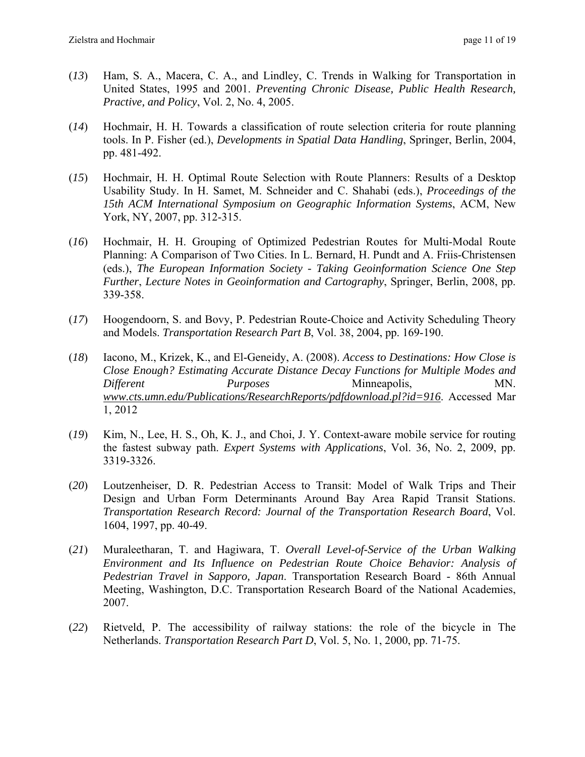(*13*) Ham, S. A., Macera, C. A., and Lindley, C. Trends in Walking for Transportation in United States, 1995 and 2001. *Preventing Chronic Disease, Public Health Research, Practive, and Policy*, Vol. 2, No. 4, 2005.

(*14*) Hochmair, H. H. Towards a classification of route selection criteria for route planning tools. In P. Fisher (ed.), *Developments in Spatial Data Handling*, Springer, Berlin, 2004, pp. 481-492.

(*15*) Hochmair, H. H. Optimal Route Selection with Route Planners: Results of a Desktop Usability Study. In H. Samet, M. Schneider and C. Shahabi (eds.), *Proceedings of the 15th ACM International Symposium on Geographic Information Systems*, ACM, New York, NY, 2007, pp. 312-315.

(*16*) Hochmair, H. H. Grouping of Optimized Pedestrian Routes for Multi-Modal Route Planning: A Comparison of Two Cities. In L. Bernard, H. Pundt and A. Friis-Christensen (eds.), *The European Information Society - Taking Geoinformation Science One Step Further*, *Lecture Notes in Geoinformation and Cartography*, Springer, Berlin, 2008, pp. 339-358.

(*17*) Hoogendoorn, S. and Bovy, P. Pedestrian Route-Choice and Activity Scheduling Theory and Models. *Transportation Research Part B*, Vol. 38, 2004, pp. 169-190.

(*18*) Iacono, M., Krizek, K., and El-Geneidy, A. (2008). *Access to Destinations: How Close is Close Enough? Estimating Accurate Distance Decay Functions for Multiple Modes and Different Purposes* Minneapolis, MN. www.cts.umn.edu/Publications/ResearchReports/pdfdownload.pl?id=916. Accessed Mar 1, 2012

(*19*) Kim, N., Lee, H. S., Oh, K. J., and Choi, J. Y. Context-aware mobile service for routing the fastest subway path. *Expert Systems with Applications*, Vol. 36, No. 2, 2009, pp. 3319-3326.

(*20*) Loutzenheiser, D. R. Pedestrian Access to Transit: Model of Walk Trips and Their Design and Urban Form Determinants Around Bay Area Rapid Transit Stations. *Transportation Research Record: Journal of the Transportation Research Board*, Vol. 1604, 1997, pp. 40-49.

(*21*) Muraleetharan, T. and Hagiwara, T. *Overall Level-of-Service of the Urban Walking Environment and Its Influence on Pedestrian Route Choice Behavior: Analysis of Pedestrian Travel in Sapporo, Japan*. Transportation Research Board - 86th Annual Meeting, Washington, D.C. Transportation Research Board of the National Academies, 2007.

(*22*) Rietveld, P. The accessibility of railway stations: the role of the bicycle in The Netherlands. *Transportation Research Part D*, Vol. 5, No. 1, 2000, pp. 71-75.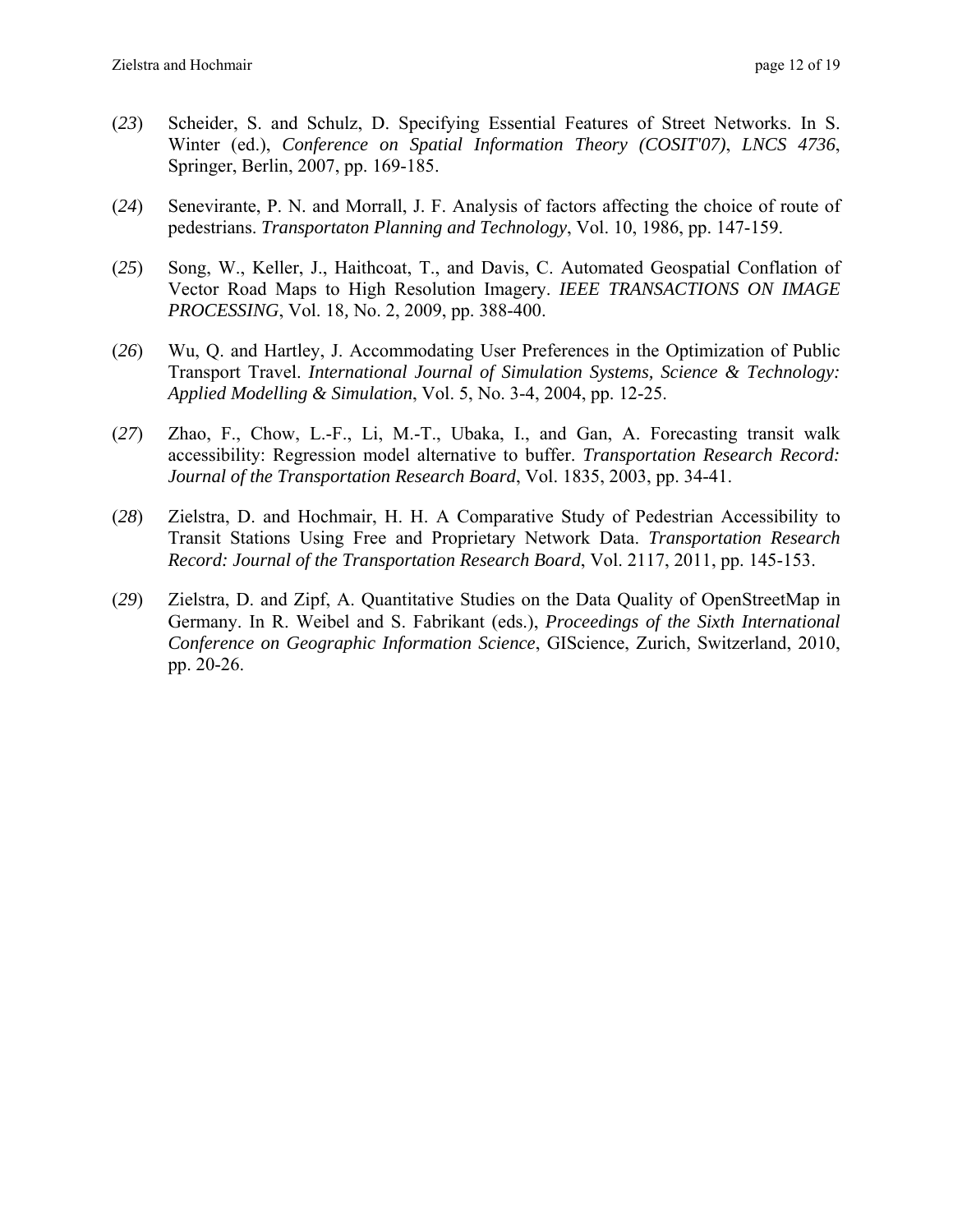(*23*) Scheider, S. and Schulz, D. Specifying Essential Features of Street Networks. In S. Winter (ed.), *Conference on Spatial Information Theory (COSIT'07)*, *LNCS 4736*, Springer, Berlin, 2007, pp. 169-185.

(*24*) Senevirante, P. N. and Morrall, J. F. Analysis of factors affecting the choice of route of pedestrians. *Transportaton Planning and Technology*, Vol. 10, 1986, pp. 147-159.

(*25*) Song, W., Keller, J., Haithcoat, T., and Davis, C. Automated Geospatial Conflation of Vector Road Maps to High Resolution Imagery. *IEEE TRANSACTIONS ON IMAGE PROCESSING*, Vol. 18, No. 2, 2009, pp. 388-400.

(*26*) Wu, Q. and Hartley, J. Accommodating User Preferences in the Optimization of Public Transport Travel. *International Journal of Simulation Systems, Science & Technology: Applied Modelling & Simulation*, Vol. 5, No. 3-4, 2004, pp. 12-25.

(*27*) Zhao, F., Chow, L.-F., Li, M.-T., Ubaka, I., and Gan, A. Forecasting transit walk accessibility: Regression model alternative to buffer. *Transportation Research Record: Journal of the Transportation Research Board*, Vol. 1835, 2003, pp. 34-41.

(*28*) Zielstra, D. and Hochmair, H. H. A Comparative Study of Pedestrian Accessibility to Transit Stations Using Free and Proprietary Network Data. *Transportation Research Record: Journal of the Transportation Research Board*, Vol. 2117, 2011, pp. 145-153.

(*29*) Zielstra, D. and Zipf, A. Quantitative Studies on the Data Quality of OpenStreetMap in Germany. In R. Weibel and S. Fabrikant (eds.), *Proceedings of the Sixth International Conference on Geographic Information Science*, GIScience, Zurich, Switzerland, 2010, pp. 20-26.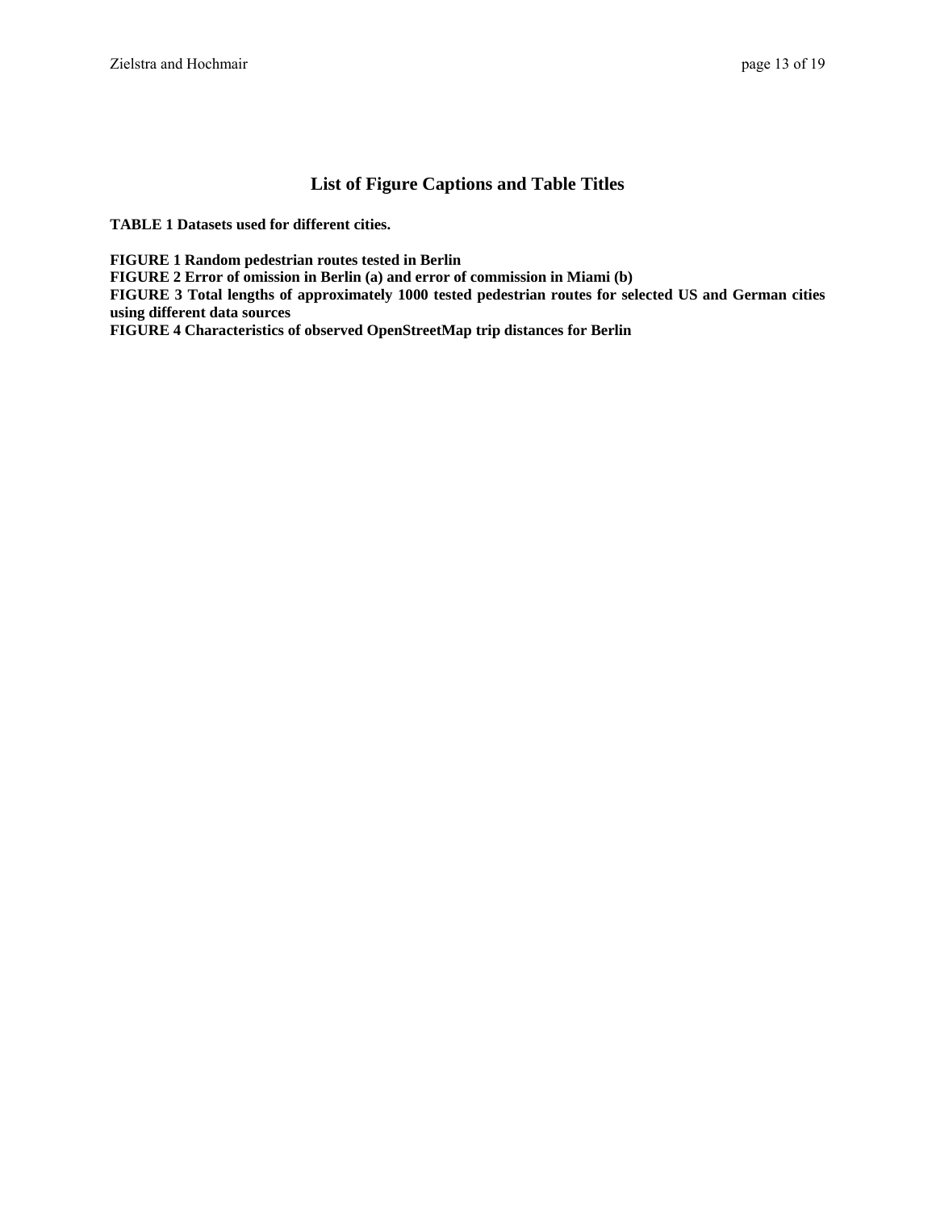## List of Figure Captions and Table Titles

**TABLE 1 Datasets used for different cities.**

**FIGURE 1 Random pedestrian routes tested in Berlin**
**FIGURE 2 Error of omission in Berlin (a) and error of commission in Miami (b)**
**FIGURE 3 Total lengths of approximately 1000 tested pedestrian routes for selected US and German cities using different data sources**
**FIGURE 4 Characteristics of observed OpenStreetMap trip distances for Berlin**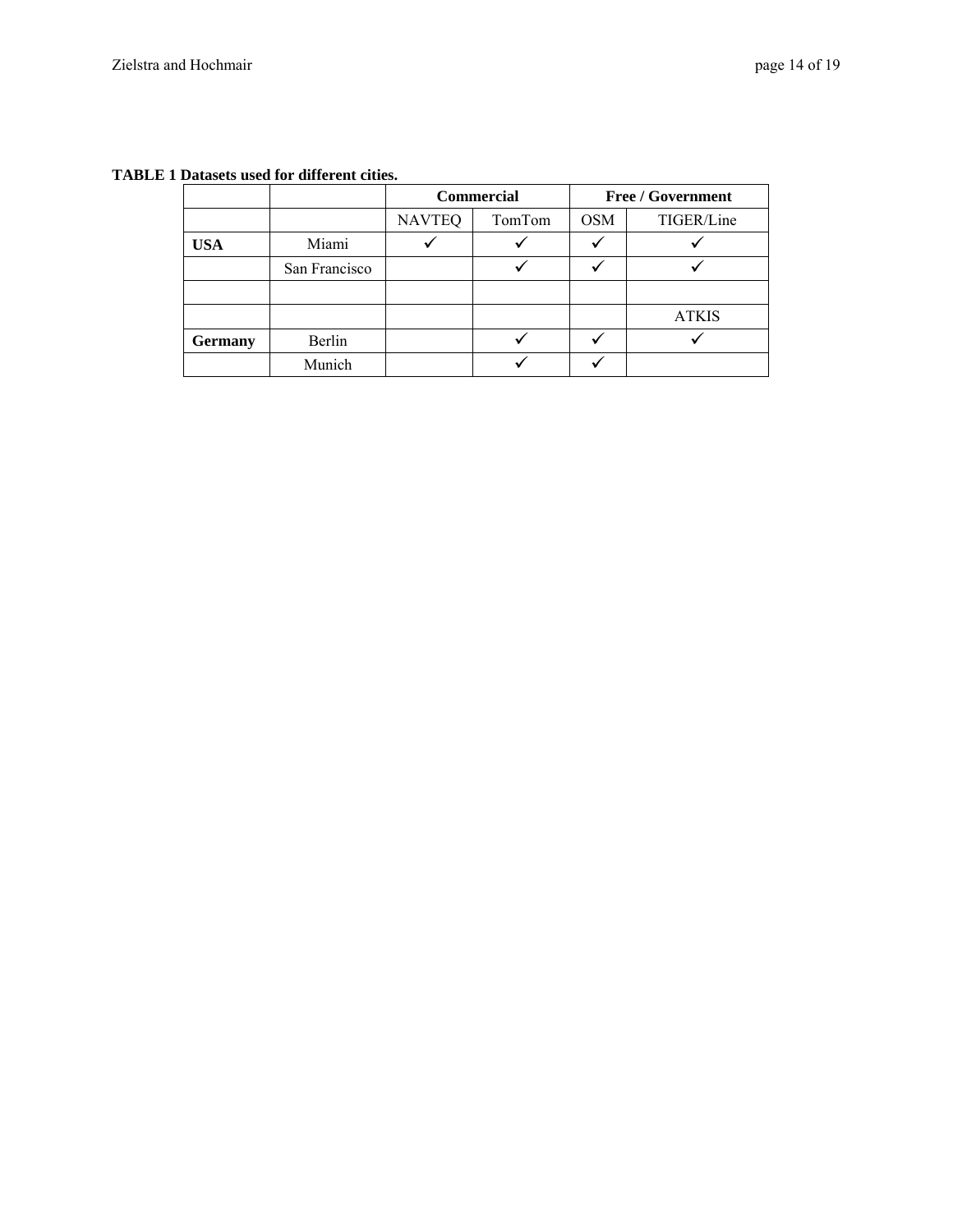**TABLE 1 Datasets used for different cities.**

| | | Commercial | | Free / Government | |
|---|---|---|---|---|---|
| | | NAVTEQ | TomTom | OSM | TIGER/Line |
| **USA** | Miami | ✓ | ✓ | ✓ | ✓ |
| | San Francisco | | ✓ | ✓ | ✓ |
| | | | | | |
| | | | | | ATKIS |
| **Germany** | Berlin | | ✓ | ✓ | ✓ |
| | Munich | | ✓ | ✓ | |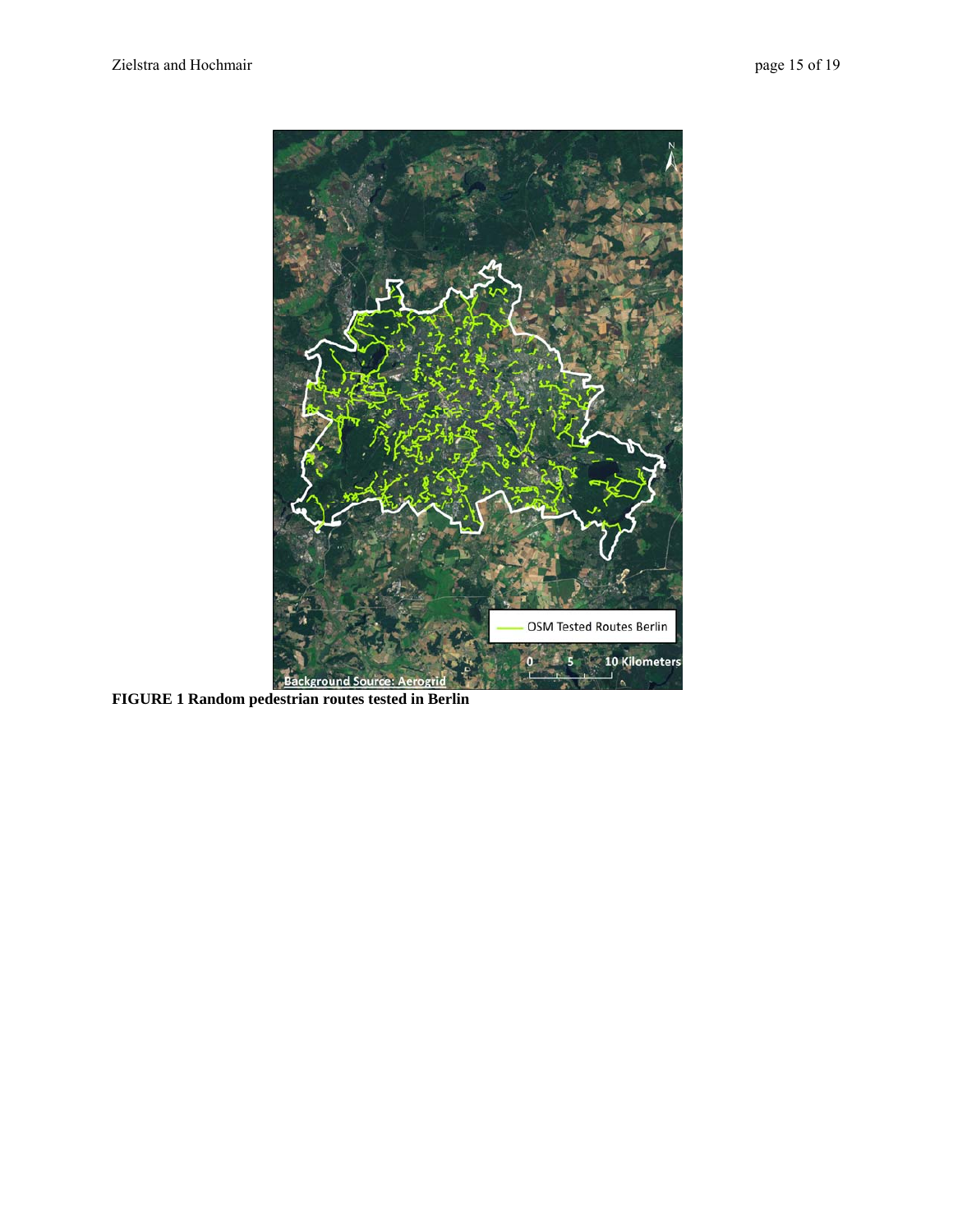**FIGURE 1 Random pedestrian routes tested in Berlin**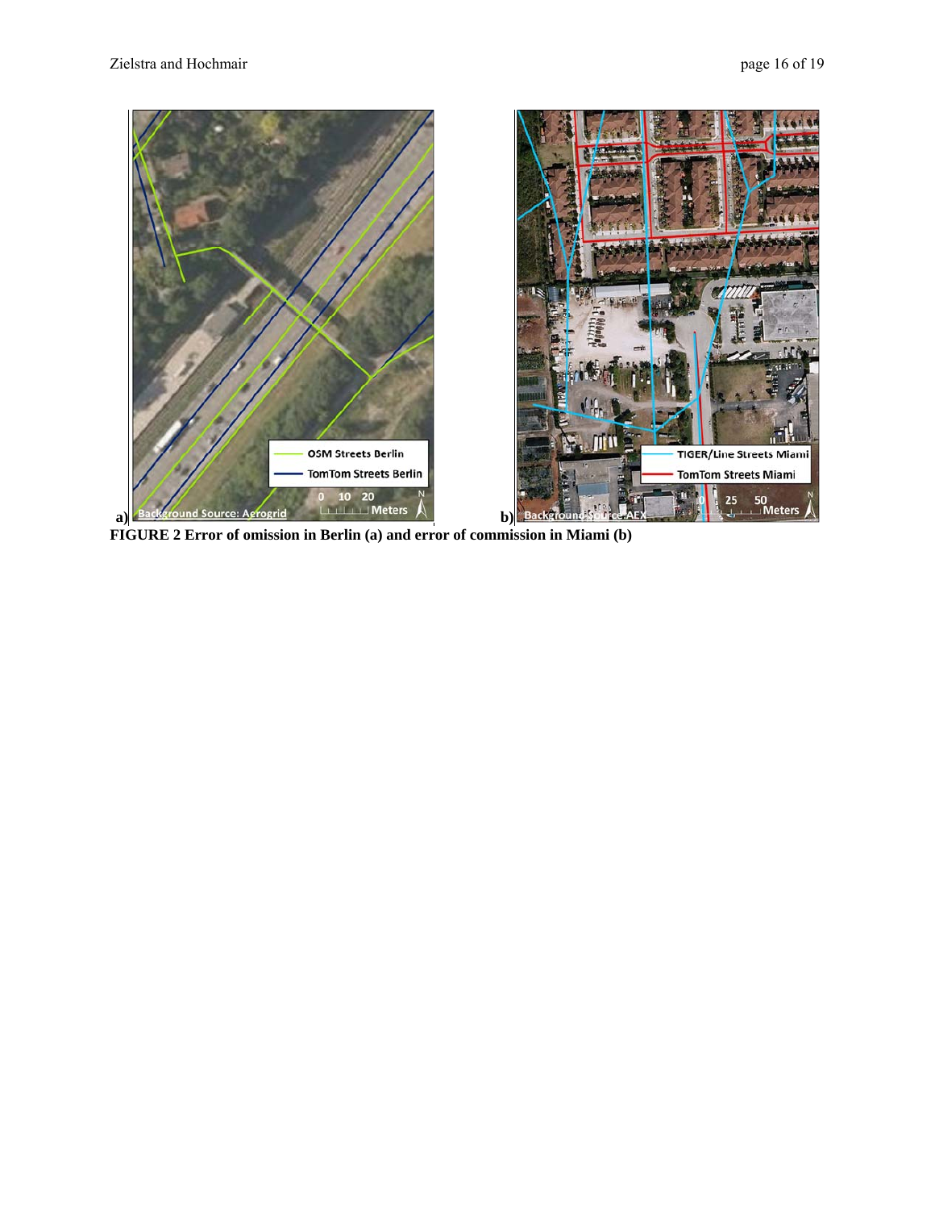**FIGURE 2 Error of omission in Berlin (a) and error of commission in Miami (b)**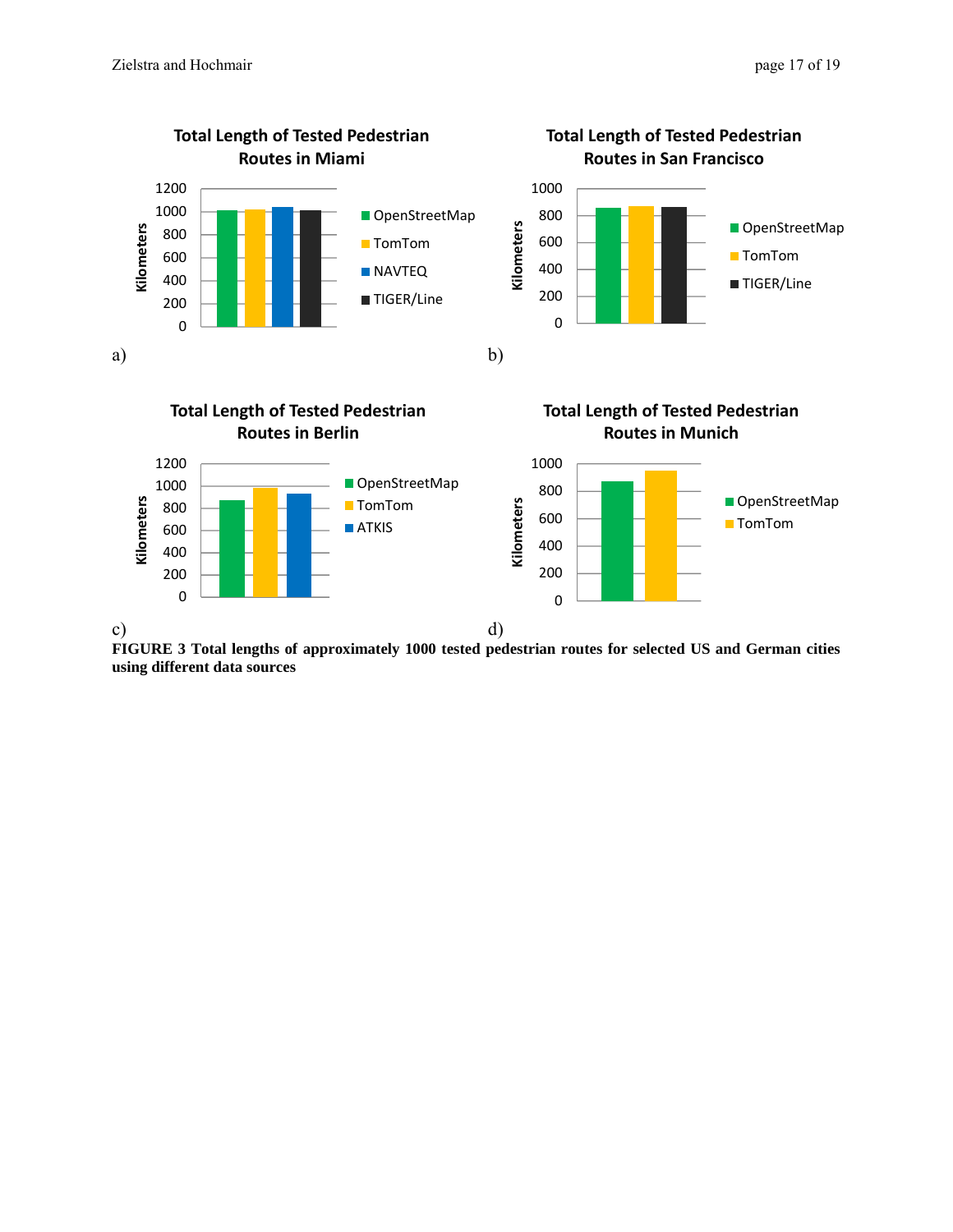**Total Length of Tested Pedestrian Routes in Miami**

a)

**Total Length of Tested Pedestrian Routes in San Francisco**

b)

**Total Length of Tested Pedestrian Routes in Berlin**

c)

**Total Length of Tested Pedestrian Routes in Munich**

d)

**FIGURE 3 Total lengths of approximately 1000 tested pedestrian routes for selected US and German cities using different data sources**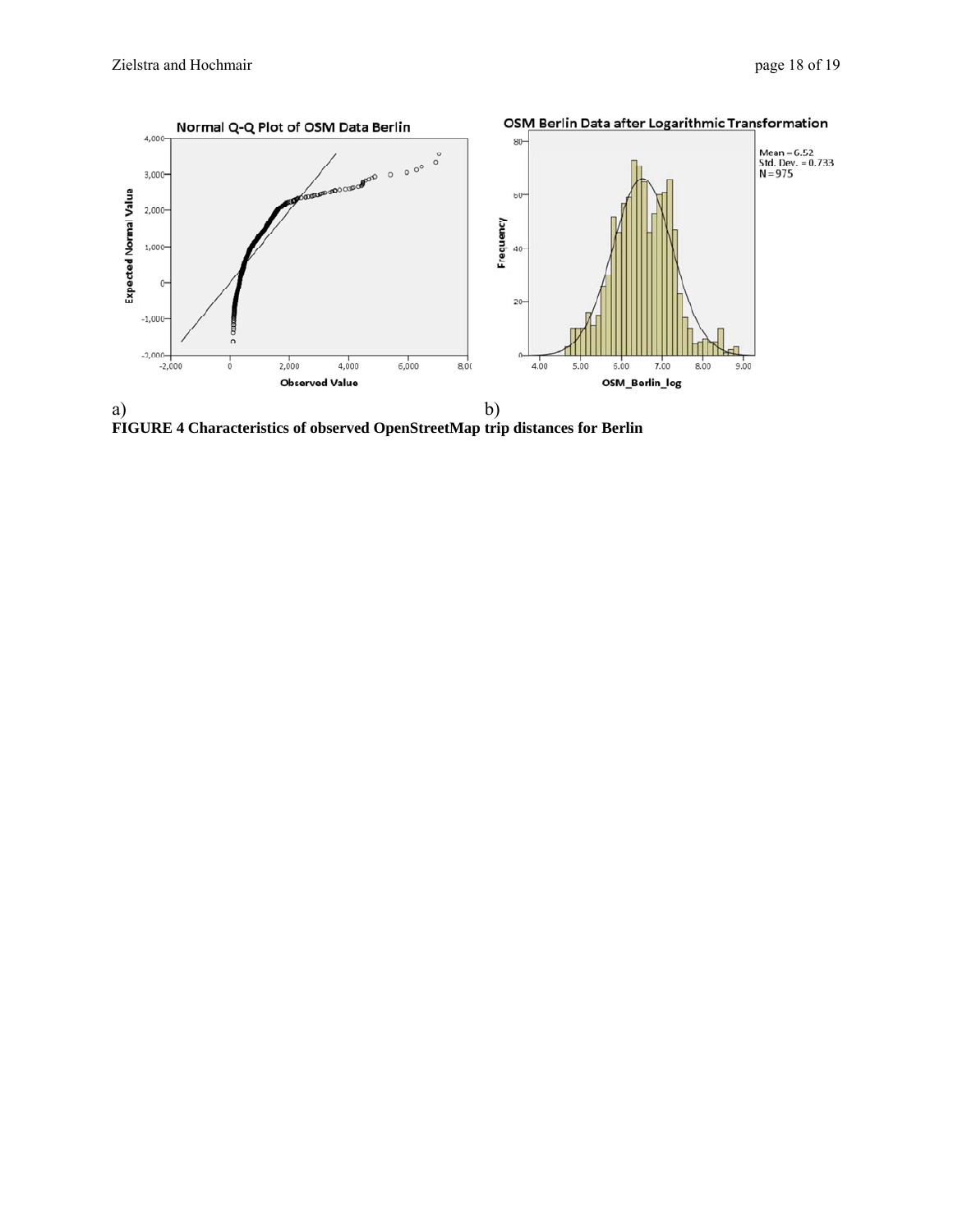a) b)

**FIGURE 4 Characteristics of observed OpenStreetMap trip distances for Berlin**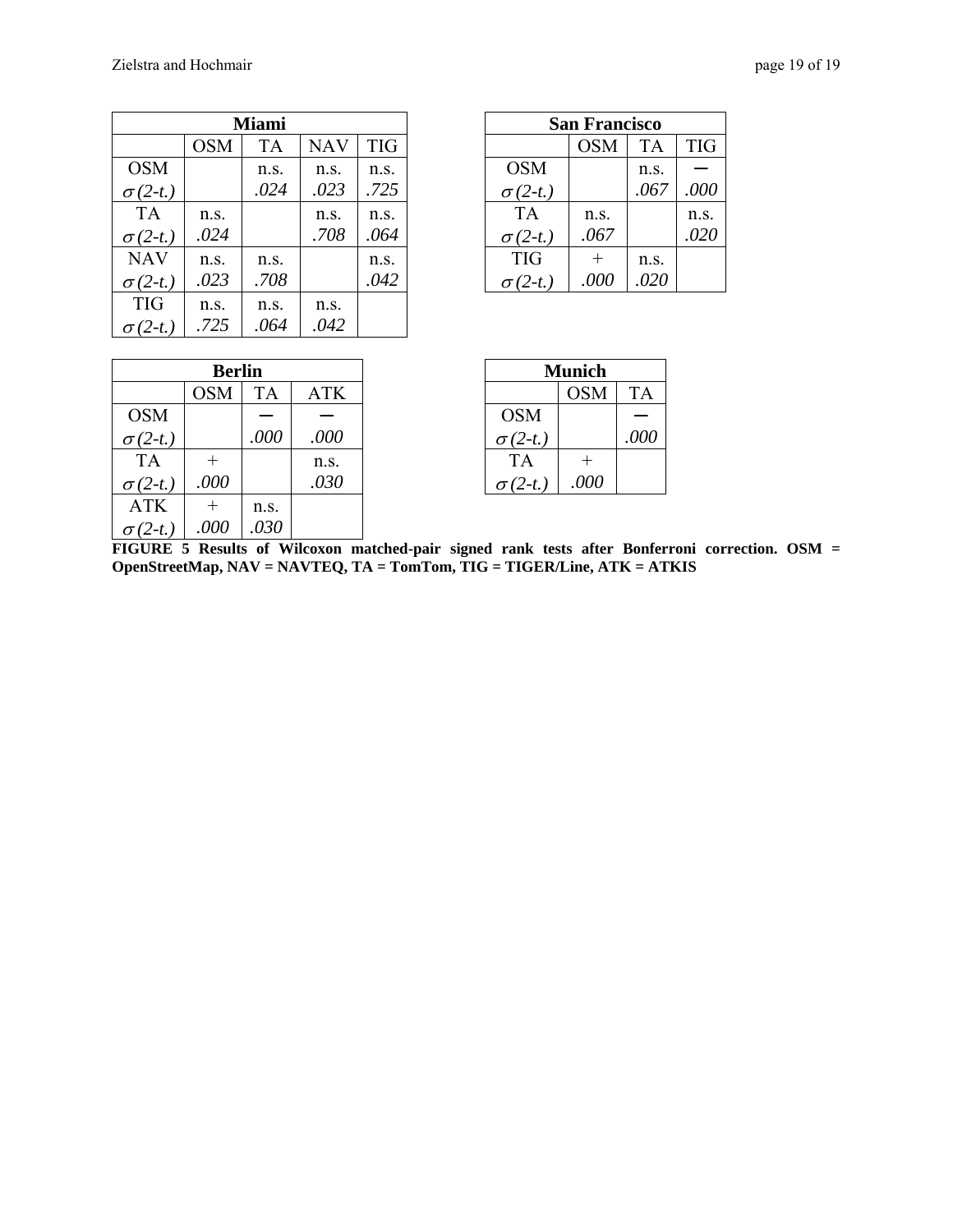| Miami | | | | |
|---|---|---|---|---|
| | OSM | TA | NAV | TIG |
| OSM<br>$\sigma$ *(2-t.)* | | n.s.<br>*.024* | n.s.<br>*.023* | n.s.<br>*.725* |
| TA<br>$\sigma$ *(2-t.)* | n.s.<br>*.024* | | n.s.<br>*.708* | n.s.<br>*.064* |
| NAV<br>$\sigma$ *(2-t.)* | n.s.<br>*.023* | n.s.<br>*.708* | | n.s.<br>*.042* |
| TIG<br>$\sigma$ *(2-t.)* | n.s.<br>*.725* | n.s.<br>*.064* | n.s.<br>*.042* | |

| San Francisco | | | |
|---|---|---|---|
| | OSM | TA | TIG |
| OSM<br>$\sigma$ *(2-t.)* | | n.s.<br>*.067* | −<br>*.000* |
| TA<br>$\sigma$ *(2-t.)* | n.s.<br>*.067* | | n.s.<br>*.020* |
| TIG<br>$\sigma$ *(2-t.)* | +<br>*.000* | n.s.<br>*.020* | |

| Berlin | | | |
|---|---|---|---|
| | OSM | TA | ATK |
| OSM<br>$\sigma$ *(2-t.)* | | −<br>*.000* | −<br>*.000* |
| TA<br>$\sigma$ *(2-t.)* | +<br>*.000* | | n.s.<br>*.030* |
| ATK<br>$\sigma$ *(2-t.)* | +<br>*.000* | n.s.<br>*.030* | |

| Munich | | |
|---|---|---|
| | OSM | TA |
| OSM<br>$\sigma$ *(2-t.)* | | −<br>*.000* |
| TA<br>$\sigma$ *(2-t.)* | +<br>*.000* | |

**FIGURE 5 Results of Wilcoxon matched-pair signed rank tests after Bonferroni correction. OSM = OpenStreetMap, NAV = NAVTEQ, TA = TomTom, TIG = TIGER/Line, ATK = ATKIS**